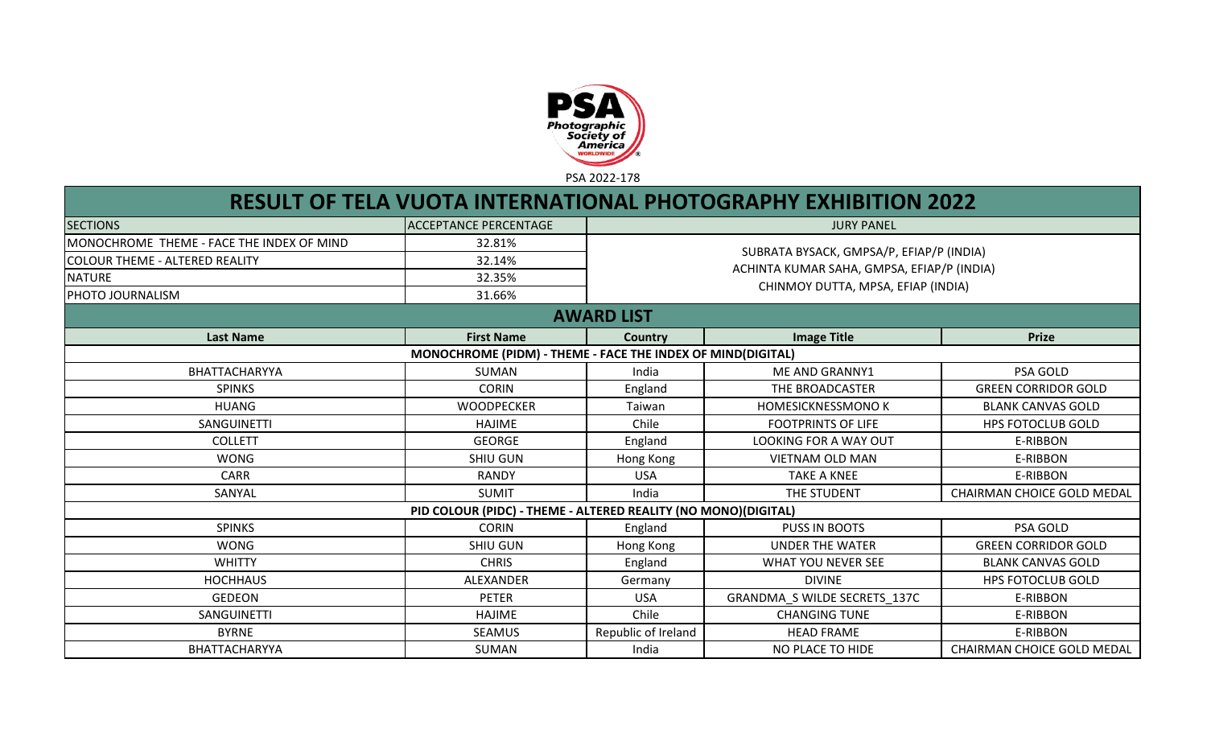PSA 2022-178

# RESULT OF TELA VUOTA INTERNATIONAL PHOTOGRAPHY EXHIBITION 2022

| SECTIONS | ACCEPTANCE PERCENTAGE | JURY PANEL |
|---|---|---|
| MONOCHROME THEME - FACE THE INDEX OF MIND | 32.81% | SUBRATA BYSACK, GMPSA/P, EFIAP/P (INDIA)<br>ACHINTA KUMAR SAHA, GMPSA, EFIAP/P (INDIA)<br>CHINMOY DUTTA, MPSA, EFIAP (INDIA) |
| COLOUR THEME - ALTERED REALITY | 32.14% | |
| NATURE | 32.35% | |
| PHOTO JOURNALISM | 31.66% | |

## AWARD LIST

| Last Name | First Name | Country | Image Title | Prize |
|---|---|---|---|---|
| **MONOCHROME (PIDM) - THEME - FACE THE INDEX OF MIND(DIGITAL)** | | | | |
| BHATTACHARYYA | SUMAN | India | ME AND GRANNY1 | PSA GOLD |
| SPINKS | CORIN | England | THE BROADCASTER | GREEN CORRIDOR GOLD |
| HUANG | WOODPECKER | Taiwan | HOMESICKNESSMONO K | BLANK CANVAS GOLD |
| SANGUINETTI | HAJIME | Chile | FOOTPRINTS OF LIFE | HPS FOTOCLUB GOLD |
| COLLETT | GEORGE | England | LOOKING FOR A WAY OUT | E-RIBBON |
| WONG | SHIU GUN | Hong Kong | VIETNAM OLD MAN | E-RIBBON |
| CARR | RANDY | USA | TAKE A KNEE | E-RIBBON |
| SANYAL | SUMIT | India | THE STUDENT | CHAIRMAN CHOICE GOLD MEDAL |
| **PID COLOUR (PIDC) - THEME - ALTERED REALITY (NO MONO)(DIGITAL)** | | | | |
| SPINKS | CORIN | England | PUSS IN BOOTS | PSA GOLD |
| WONG | SHIU GUN | Hong Kong | UNDER THE WATER | GREEN CORRIDOR GOLD |
| WHITTY | CHRIS | England | WHAT YOU NEVER SEE | BLANK CANVAS GOLD |
| HOCHHAUS | ALEXANDER | Germany | DIVINE | HPS FOTOCLUB GOLD |
| GEDEON | PETER | USA | GRANDMA_S WILDE SECRETS_137C | E-RIBBON |
| SANGUINETTI | HAJIME | Chile | CHANGING TUNE | E-RIBBON |
| BYRNE | SEAMUS | Republic of Ireland | HEAD FRAME | E-RIBBON |
| BHATTACHARYYA | SUMAN | India | NO PLACE TO HIDE | CHAIRMAN CHOICE GOLD MEDAL |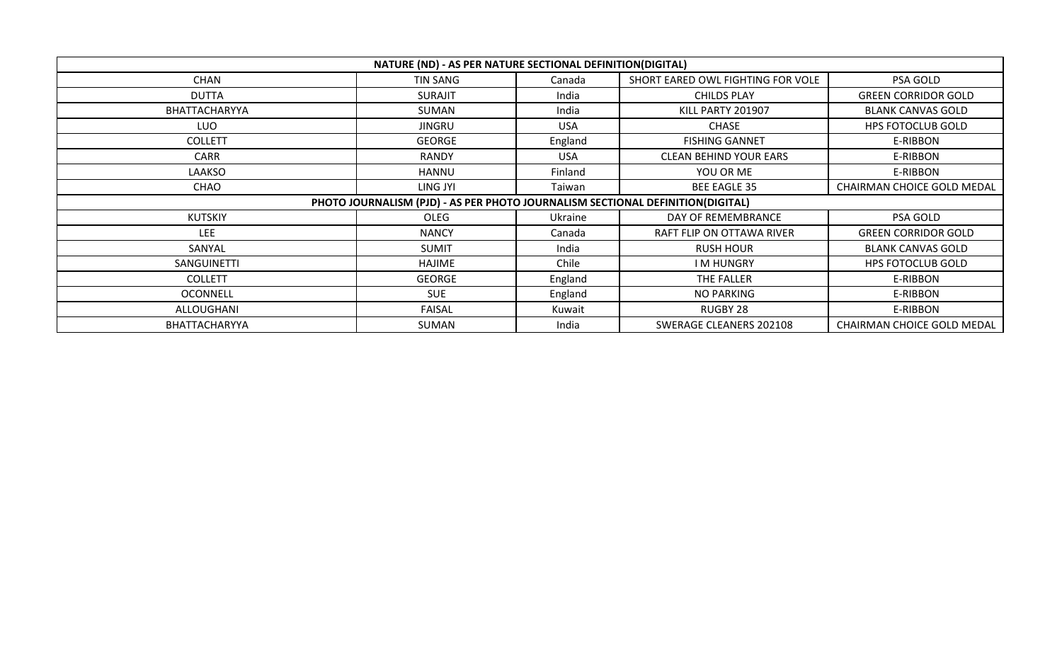| NATURE (ND) - AS PER NATURE SECTIONAL DEFINITION(DIGITAL) | | | | |
|---|---|---|---|---|
| CHAN | TIN SANG | Canada | SHORT EARED OWL FIGHTING FOR VOLE | PSA GOLD |
| DUTTA | SURAJIT | India | CHILDS PLAY | GREEN CORRIDOR GOLD |
| BHATTACHARYYA | SUMAN | India | KILL PARTY 201907 | BLANK CANVAS GOLD |
| LUO | JINGRU | USA | CHASE | HPS FOTOCLUB GOLD |
| COLLETT | GEORGE | England | FISHING GANNET | E-RIBBON |
| CARR | RANDY | USA | CLEAN BEHIND YOUR EARS | E-RIBBON |
| LAAKSO | HANNU | Finland | YOU OR ME | E-RIBBON |
| CHAO | LING JYI | Taiwan | BEE EAGLE 35 | CHAIRMAN CHOICE GOLD MEDAL |
| PHOTO JOURNALISM (PJD) - AS PER PHOTO JOURNALISM SECTIONAL DEFINITION(DIGITAL) | | | | |
| KUTSKIY | OLEG | Ukraine | DAY OF REMEMBRANCE | PSA GOLD |
| LEE | NANCY | Canada | RAFT FLIP ON OTTAWA RIVER | GREEN CORRIDOR GOLD |
| SANYAL | SUMIT | India | RUSH HOUR | BLANK CANVAS GOLD |
| SANGUINETTI | HAJIME | Chile | I M HUNGRY | HPS FOTOCLUB GOLD |
| COLLETT | GEORGE | England | THE FALLER | E-RIBBON |
| OCONNELL | SUE | England | NO PARKING | E-RIBBON |
| ALLOUGHANI | FAISAL | Kuwait | RUGBY 28 | E-RIBBON |
| BHATTACHARYYA | SUMAN | India | SWERAGE CLEANERS 202108 | CHAIRMAN CHOICE GOLD MEDAL |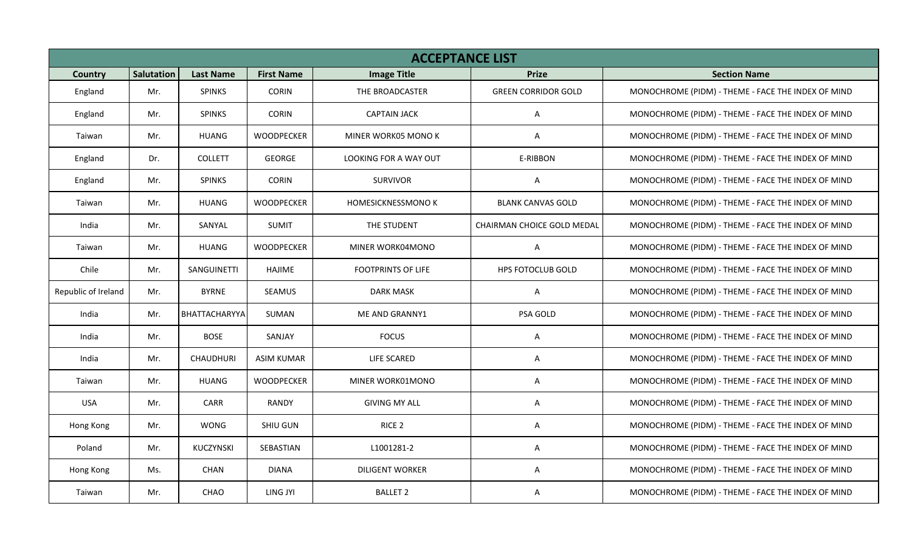| ACCEPTANCE LIST | | | | | | |
|---|---|---|---|---|---|---|
| **Country** | **Salutation** | **Last Name** | **First Name** | **Image Title** | **Prize** | **Section Name** |
| England | Mr. | SPINKS | CORIN | THE BROADCASTER | GREEN CORRIDOR GOLD | MONOCHROME (PIDM) - THEME - FACE THE INDEX OF MIND |
| England | Mr. | SPINKS | CORIN | CAPTAIN JACK | A | MONOCHROME (PIDM) - THEME - FACE THE INDEX OF MIND |
| Taiwan | Mr. | HUANG | WOODPECKER | MINER WORK05 MONO K | A | MONOCHROME (PIDM) - THEME - FACE THE INDEX OF MIND |
| England | Dr. | COLLETT | GEORGE | LOOKING FOR A WAY OUT | E-RIBBON | MONOCHROME (PIDM) - THEME - FACE THE INDEX OF MIND |
| England | Mr. | SPINKS | CORIN | SURVIVOR | A | MONOCHROME (PIDM) - THEME - FACE THE INDEX OF MIND |
| Taiwan | Mr. | HUANG | WOODPECKER | HOMESICKNESSMONO K | BLANK CANVAS GOLD | MONOCHROME (PIDM) - THEME - FACE THE INDEX OF MIND |
| India | Mr. | SANYAL | SUMIT | THE STUDENT | CHAIRMAN CHOICE GOLD MEDAL | MONOCHROME (PIDM) - THEME - FACE THE INDEX OF MIND |
| Taiwan | Mr. | HUANG | WOODPECKER | MINER WORK04MONO | A | MONOCHROME (PIDM) - THEME - FACE THE INDEX OF MIND |
| Chile | Mr. | SANGUINETTI | HAJIME | FOOTPRINTS OF LIFE | HPS FOTOCLUB GOLD | MONOCHROME (PIDM) - THEME - FACE THE INDEX OF MIND |
| Republic of Ireland | Mr. | BYRNE | SEAMUS | DARK MASK | A | MONOCHROME (PIDM) - THEME - FACE THE INDEX OF MIND |
| India | Mr. | BHATTACHARYYA | SUMAN | ME AND GRANNY1 | PSA GOLD | MONOCHROME (PIDM) - THEME - FACE THE INDEX OF MIND |
| India | Mr. | BOSE | SANJAY | FOCUS | A | MONOCHROME (PIDM) - THEME - FACE THE INDEX OF MIND |
| India | Mr. | CHAUDHURI | ASIM KUMAR | LIFE SCARED | A | MONOCHROME (PIDM) - THEME - FACE THE INDEX OF MIND |
| Taiwan | Mr. | HUANG | WOODPECKER | MINER WORK01MONO | A | MONOCHROME (PIDM) - THEME - FACE THE INDEX OF MIND |
| USA | Mr. | CARR | RANDY | GIVING MY ALL | A | MONOCHROME (PIDM) - THEME - FACE THE INDEX OF MIND |
| Hong Kong | Mr. | WONG | SHIU GUN | RICE 2 | A | MONOCHROME (PIDM) - THEME - FACE THE INDEX OF MIND |
| Poland | Mr. | KUCZYNSKI | SEBASTIAN | L1001281-2 | A | MONOCHROME (PIDM) - THEME - FACE THE INDEX OF MIND |
| Hong Kong | Ms. | CHAN | DIANA | DILIGENT WORKER | A | MONOCHROME (PIDM) - THEME - FACE THE INDEX OF MIND |
| Taiwan | Mr. | CHAO | LING JYI | BALLET 2 | A | MONOCHROME (PIDM) - THEME - FACE THE INDEX OF MIND |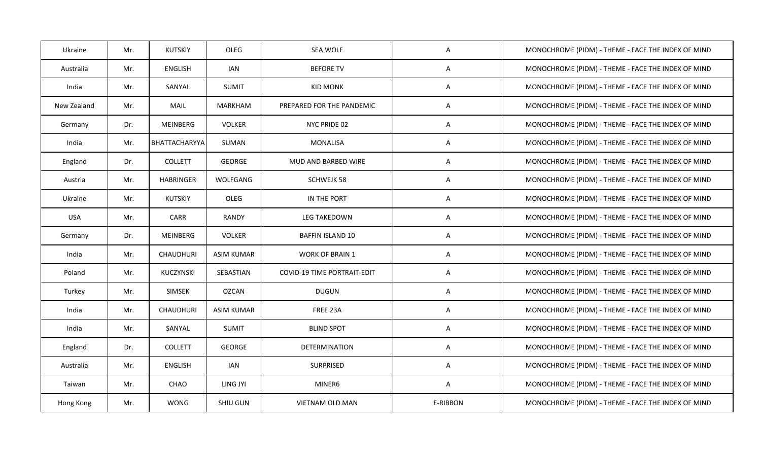| | | | | | | |
|---|---|---|---|---|---|---|
| Ukraine | Mr. | KUTSKIY | OLEG | SEA WOLF | A | MONOCHROME (PIDM) - THEME - FACE THE INDEX OF MIND |
| Australia | Mr. | ENGLISH | IAN | BEFORE TV | A | MONOCHROME (PIDM) - THEME - FACE THE INDEX OF MIND |
| India | Mr. | SANYAL | SUMIT | KID MONK | A | MONOCHROME (PIDM) - THEME - FACE THE INDEX OF MIND |
| New Zealand | Mr. | MAIL | MARKHAM | PREPARED FOR THE PANDEMIC | A | MONOCHROME (PIDM) - THEME - FACE THE INDEX OF MIND |
| Germany | Dr. | MEINBERG | VOLKER | NYC PRIDE 02 | A | MONOCHROME (PIDM) - THEME - FACE THE INDEX OF MIND |
| India | Mr. | BHATTACHARYYA | SUMAN | MONALISA | A | MONOCHROME (PIDM) - THEME - FACE THE INDEX OF MIND |
| England | Dr. | COLLETT | GEORGE | MUD AND BARBED WIRE | A | MONOCHROME (PIDM) - THEME - FACE THE INDEX OF MIND |
| Austria | Mr. | HABRINGER | WOLFGANG | SCHWEJK 58 | A | MONOCHROME (PIDM) - THEME - FACE THE INDEX OF MIND |
| Ukraine | Mr. | KUTSKIY | OLEG | IN THE PORT | A | MONOCHROME (PIDM) - THEME - FACE THE INDEX OF MIND |
| USA | Mr. | CARR | RANDY | LEG TAKEDOWN | A | MONOCHROME (PIDM) - THEME - FACE THE INDEX OF MIND |
| Germany | Dr. | MEINBERG | VOLKER | BAFFIN ISLAND 10 | A | MONOCHROME (PIDM) - THEME - FACE THE INDEX OF MIND |
| India | Mr. | CHAUDHURI | ASIM KUMAR | WORK OF BRAIN 1 | A | MONOCHROME (PIDM) - THEME - FACE THE INDEX OF MIND |
| Poland | Mr. | KUCZYNSKI | SEBASTIAN | COVID-19 TIME PORTRAIT-EDIT | A | MONOCHROME (PIDM) - THEME - FACE THE INDEX OF MIND |
| Turkey | Mr. | SIMSEK | OZCAN | DUGUN | A | MONOCHROME (PIDM) - THEME - FACE THE INDEX OF MIND |
| India | Mr. | CHAUDHURI | ASIM KUMAR | FREE 23A | A | MONOCHROME (PIDM) - THEME - FACE THE INDEX OF MIND |
| India | Mr. | SANYAL | SUMIT | BLIND SPOT | A | MONOCHROME (PIDM) - THEME - FACE THE INDEX OF MIND |
| England | Dr. | COLLETT | GEORGE | DETERMINATION | A | MONOCHROME (PIDM) - THEME - FACE THE INDEX OF MIND |
| Australia | Mr. | ENGLISH | IAN | SURPRISED | A | MONOCHROME (PIDM) - THEME - FACE THE INDEX OF MIND |
| Taiwan | Mr. | CHAO | LING JYI | MINER6 | A | MONOCHROME (PIDM) - THEME - FACE THE INDEX OF MIND |
| Hong Kong | Mr. | WONG | SHIU GUN | VIETNAM OLD MAN | E-RIBBON | MONOCHROME (PIDM) - THEME - FACE THE INDEX OF MIND |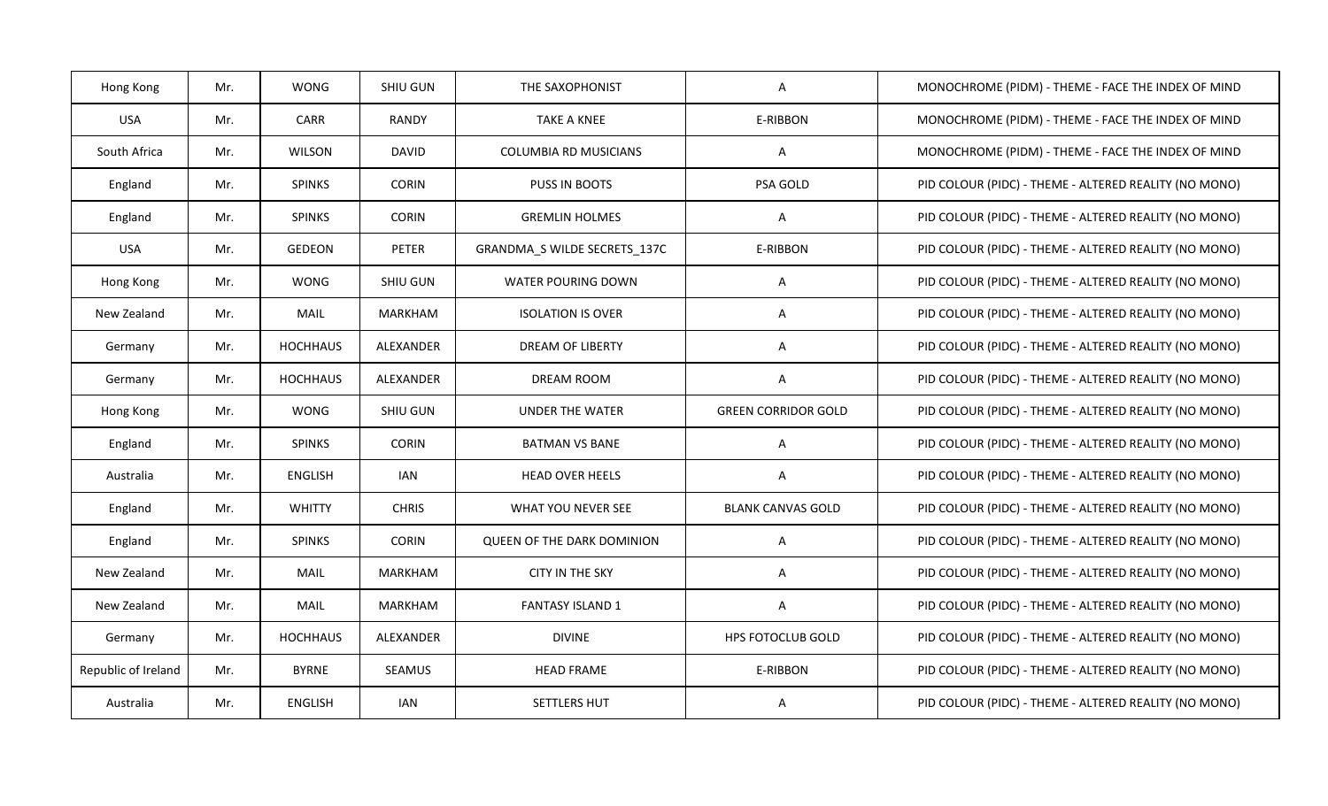| Hong Kong | Mr. | WONG | SHIU GUN | THE SAXOPHONIST | A | MONOCHROME (PIDM) - THEME - FACE THE INDEX OF MIND |
|---|---|---|---|---|---|---|
| USA | Mr. | CARR | RANDY | TAKE A KNEE | E-RIBBON | MONOCHROME (PIDM) - THEME - FACE THE INDEX OF MIND |
| South Africa | Mr. | WILSON | DAVID | COLUMBIA RD MUSICIANS | A | MONOCHROME (PIDM) - THEME - FACE THE INDEX OF MIND |
| England | Mr. | SPINKS | CORIN | PUSS IN BOOTS | PSA GOLD | PID COLOUR (PIDC) - THEME - ALTERED REALITY (NO MONO) |
| England | Mr. | SPINKS | CORIN | GREMLIN HOLMES | A | PID COLOUR (PIDC) - THEME - ALTERED REALITY (NO MONO) |
| USA | Mr. | GEDEON | PETER | GRANDMA_S WILDE SECRETS_137C | E-RIBBON | PID COLOUR (PIDC) - THEME - ALTERED REALITY (NO MONO) |
| Hong Kong | Mr. | WONG | SHIU GUN | WATER POURING DOWN | A | PID COLOUR (PIDC) - THEME - ALTERED REALITY (NO MONO) |
| New Zealand | Mr. | MAIL | MARKHAM | ISOLATION IS OVER | A | PID COLOUR (PIDC) - THEME - ALTERED REALITY (NO MONO) |
| Germany | Mr. | HOCHHAUS | ALEXANDER | DREAM OF LIBERTY | A | PID COLOUR (PIDC) - THEME - ALTERED REALITY (NO MONO) |
| Germany | Mr. | HOCHHAUS | ALEXANDER | DREAM ROOM | A | PID COLOUR (PIDC) - THEME - ALTERED REALITY (NO MONO) |
| Hong Kong | Mr. | WONG | SHIU GUN | UNDER THE WATER | GREEN CORRIDOR GOLD | PID COLOUR (PIDC) - THEME - ALTERED REALITY (NO MONO) |
| England | Mr. | SPINKS | CORIN | BATMAN VS BANE | A | PID COLOUR (PIDC) - THEME - ALTERED REALITY (NO MONO) |
| Australia | Mr. | ENGLISH | IAN | HEAD OVER HEELS | A | PID COLOUR (PIDC) - THEME - ALTERED REALITY (NO MONO) |
| England | Mr. | WHITTY | CHRIS | WHAT YOU NEVER SEE | BLANK CANVAS GOLD | PID COLOUR (PIDC) - THEME - ALTERED REALITY (NO MONO) |
| England | Mr. | SPINKS | CORIN | QUEEN OF THE DARK DOMINION | A | PID COLOUR (PIDC) - THEME - ALTERED REALITY (NO MONO) |
| New Zealand | Mr. | MAIL | MARKHAM | CITY IN THE SKY | A | PID COLOUR (PIDC) - THEME - ALTERED REALITY (NO MONO) |
| New Zealand | Mr. | MAIL | MARKHAM | FANTASY ISLAND 1 | A | PID COLOUR (PIDC) - THEME - ALTERED REALITY (NO MONO) |
| Germany | Mr. | HOCHHAUS | ALEXANDER | DIVINE | HPS FOTOCLUB GOLD | PID COLOUR (PIDC) - THEME - ALTERED REALITY (NO MONO) |
| Republic of Ireland | Mr. | BYRNE | SEAMUS | HEAD FRAME | E-RIBBON | PID COLOUR (PIDC) - THEME - ALTERED REALITY (NO MONO) |
| Australia | Mr. | ENGLISH | IAN | SETTLERS HUT | A | PID COLOUR (PIDC) - THEME - ALTERED REALITY (NO MONO) |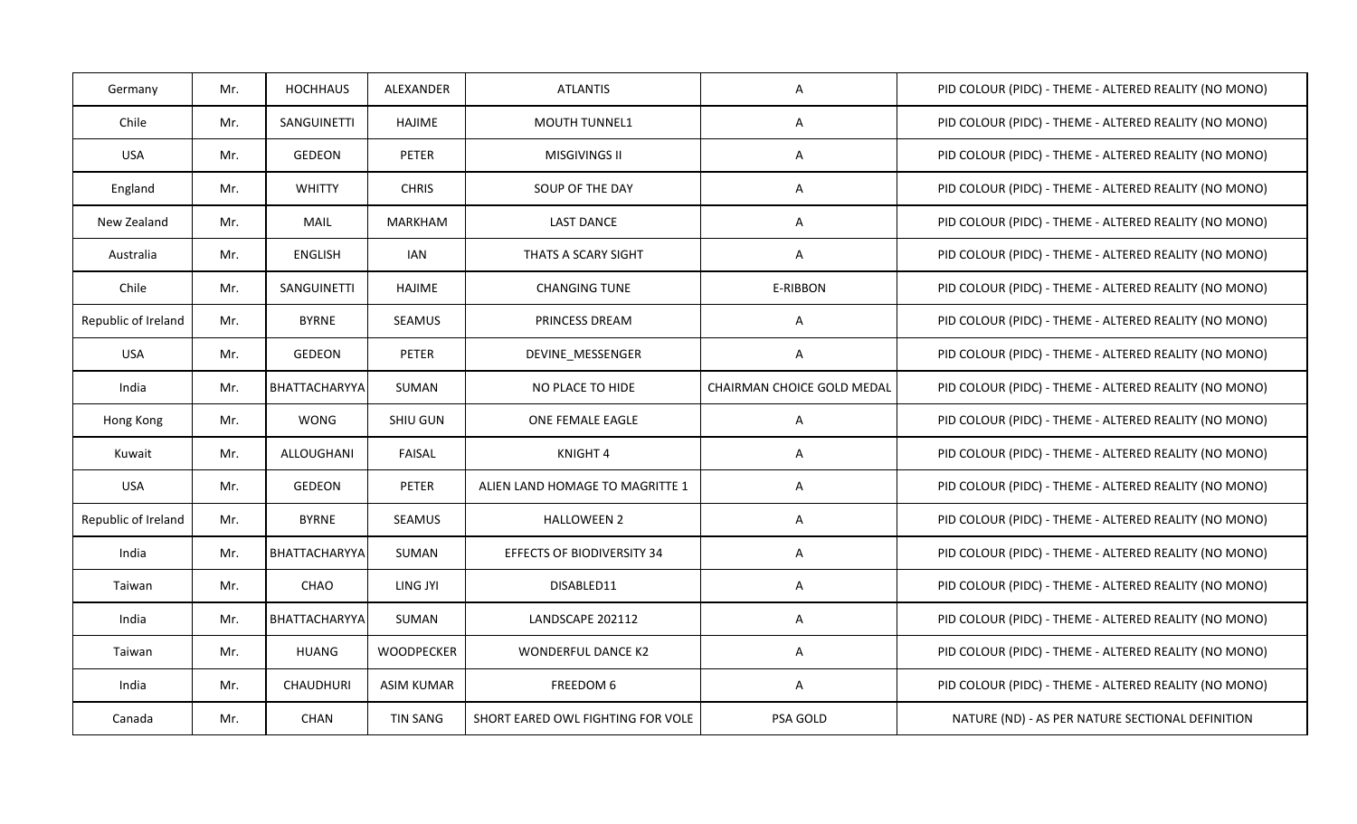| Germany | Mr. | HOCHHAUS | ALEXANDER | ATLANTIS | A | PID COLOUR (PIDC) - THEME - ALTERED REALITY (NO MONO) |
|---|---|---|---|---|---|---|
| Chile | Mr. | SANGUINETTI | HAJIME | MOUTH TUNNEL1 | A | PID COLOUR (PIDC) - THEME - ALTERED REALITY (NO MONO) |
| USA | Mr. | GEDEON | PETER | MISGIVINGS II | A | PID COLOUR (PIDC) - THEME - ALTERED REALITY (NO MONO) |
| England | Mr. | WHITTY | CHRIS | SOUP OF THE DAY | A | PID COLOUR (PIDC) - THEME - ALTERED REALITY (NO MONO) |
| New Zealand | Mr. | MAIL | MARKHAM | LAST DANCE | A | PID COLOUR (PIDC) - THEME - ALTERED REALITY (NO MONO) |
| Australia | Mr. | ENGLISH | IAN | THATS A SCARY SIGHT | A | PID COLOUR (PIDC) - THEME - ALTERED REALITY (NO MONO) |
| Chile | Mr. | SANGUINETTI | HAJIME | CHANGING TUNE | E-RIBBON | PID COLOUR (PIDC) - THEME - ALTERED REALITY (NO MONO) |
| Republic of Ireland | Mr. | BYRNE | SEAMUS | PRINCESS DREAM | A | PID COLOUR (PIDC) - THEME - ALTERED REALITY (NO MONO) |
| USA | Mr. | GEDEON | PETER | DEVINE_MESSENGER | A | PID COLOUR (PIDC) - THEME - ALTERED REALITY (NO MONO) |
| India | Mr. | BHATTACHARYYA | SUMAN | NO PLACE TO HIDE | CHAIRMAN CHOICE GOLD MEDAL | PID COLOUR (PIDC) - THEME - ALTERED REALITY (NO MONO) |
| Hong Kong | Mr. | WONG | SHIU GUN | ONE FEMALE EAGLE | A | PID COLOUR (PIDC) - THEME - ALTERED REALITY (NO MONO) |
| Kuwait | Mr. | ALLOUGHANI | FAISAL | KNIGHT 4 | A | PID COLOUR (PIDC) - THEME - ALTERED REALITY (NO MONO) |
| USA | Mr. | GEDEON | PETER | ALIEN LAND HOMAGE TO MAGRITTE 1 | A | PID COLOUR (PIDC) - THEME - ALTERED REALITY (NO MONO) |
| Republic of Ireland | Mr. | BYRNE | SEAMUS | HALLOWEEN 2 | A | PID COLOUR (PIDC) - THEME - ALTERED REALITY (NO MONO) |
| India | Mr. | BHATTACHARYYA | SUMAN | EFFECTS OF BIODIVERSITY 34 | A | PID COLOUR (PIDC) - THEME - ALTERED REALITY (NO MONO) |
| Taiwan | Mr. | CHAO | LING JYI | DISABLED11 | A | PID COLOUR (PIDC) - THEME - ALTERED REALITY (NO MONO) |
| India | Mr. | BHATTACHARYYA | SUMAN | LANDSCAPE 202112 | A | PID COLOUR (PIDC) - THEME - ALTERED REALITY (NO MONO) |
| Taiwan | Mr. | HUANG | WOODPECKER | WONDERFUL DANCE K2 | A | PID COLOUR (PIDC) - THEME - ALTERED REALITY (NO MONO) |
| India | Mr. | CHAUDHURI | ASIM KUMAR | FREEDOM 6 | A | PID COLOUR (PIDC) - THEME - ALTERED REALITY (NO MONO) |
| Canada | Mr. | CHAN | TIN SANG | SHORT EARED OWL FIGHTING FOR VOLE | PSA GOLD | NATURE (ND) - AS PER NATURE SECTIONAL DEFINITION |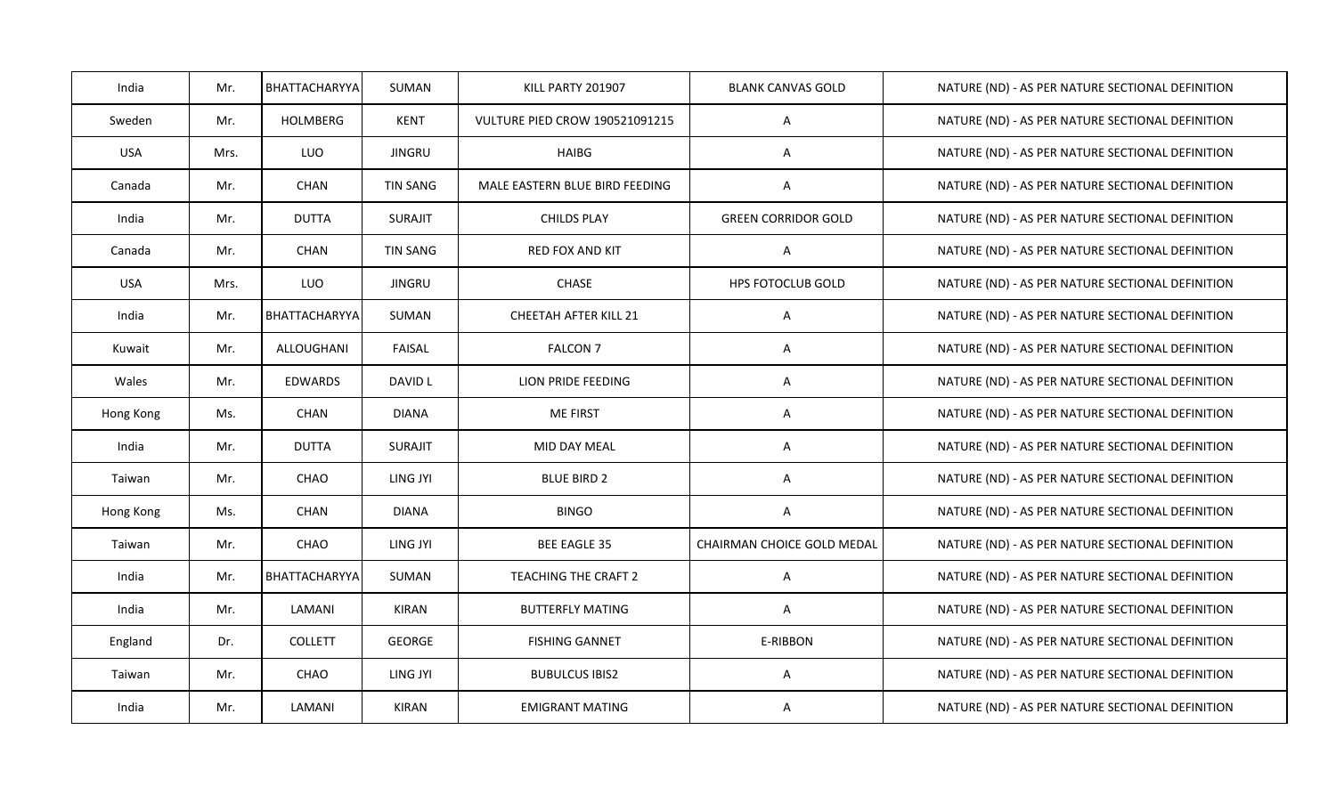| India | Mr. | BHATTACHARYYA | SUMAN | KILL PARTY 201907 | BLANK CANVAS GOLD | NATURE (ND) - AS PER NATURE SECTIONAL DEFINITION |
|---|---|---|---|---|---|---|
| Sweden | Mr. | HOLMBERG | KENT | VULTURE PIED CROW 190521091215 | A | NATURE (ND) - AS PER NATURE SECTIONAL DEFINITION |
| USA | Mrs. | LUO | JINGRU | HAIBG | A | NATURE (ND) - AS PER NATURE SECTIONAL DEFINITION |
| Canada | Mr. | CHAN | TIN SANG | MALE EASTERN BLUE BIRD FEEDING | A | NATURE (ND) - AS PER NATURE SECTIONAL DEFINITION |
| India | Mr. | DUTTA | SURAJIT | CHILDS PLAY | GREEN CORRIDOR GOLD | NATURE (ND) - AS PER NATURE SECTIONAL DEFINITION |
| Canada | Mr. | CHAN | TIN SANG | RED FOX AND KIT | A | NATURE (ND) - AS PER NATURE SECTIONAL DEFINITION |
| USA | Mrs. | LUO | JINGRU | CHASE | HPS FOTOCLUB GOLD | NATURE (ND) - AS PER NATURE SECTIONAL DEFINITION |
| India | Mr. | BHATTACHARYYA | SUMAN | CHEETAH AFTER KILL 21 | A | NATURE (ND) - AS PER NATURE SECTIONAL DEFINITION |
| Kuwait | Mr. | ALLOUGHANI | FAISAL | FALCON 7 | A | NATURE (ND) - AS PER NATURE SECTIONAL DEFINITION |
| Wales | Mr. | EDWARDS | DAVID L | LION PRIDE FEEDING | A | NATURE (ND) - AS PER NATURE SECTIONAL DEFINITION |
| Hong Kong | Ms. | CHAN | DIANA | ME FIRST | A | NATURE (ND) - AS PER NATURE SECTIONAL DEFINITION |
| India | Mr. | DUTTA | SURAJIT | MID DAY MEAL | A | NATURE (ND) - AS PER NATURE SECTIONAL DEFINITION |
| Taiwan | Mr. | CHAO | LING JYI | BLUE BIRD 2 | A | NATURE (ND) - AS PER NATURE SECTIONAL DEFINITION |
| Hong Kong | Ms. | CHAN | DIANA | BINGO | A | NATURE (ND) - AS PER NATURE SECTIONAL DEFINITION |
| Taiwan | Mr. | CHAO | LING JYI | BEE EAGLE 35 | CHAIRMAN CHOICE GOLD MEDAL | NATURE (ND) - AS PER NATURE SECTIONAL DEFINITION |
| India | Mr. | BHATTACHARYYA | SUMAN | TEACHING THE CRAFT 2 | A | NATURE (ND) - AS PER NATURE SECTIONAL DEFINITION |
| India | Mr. | LAMANI | KIRAN | BUTTERFLY MATING | A | NATURE (ND) - AS PER NATURE SECTIONAL DEFINITION |
| England | Dr. | COLLETT | GEORGE | FISHING GANNET | E-RIBBON | NATURE (ND) - AS PER NATURE SECTIONAL DEFINITION |
| Taiwan | Mr. | CHAO | LING JYI | BUBULCUS IBIS2 | A | NATURE (ND) - AS PER NATURE SECTIONAL DEFINITION |
| India | Mr. | LAMANI | KIRAN | EMIGRANT MATING | A | NATURE (ND) - AS PER NATURE SECTIONAL DEFINITION |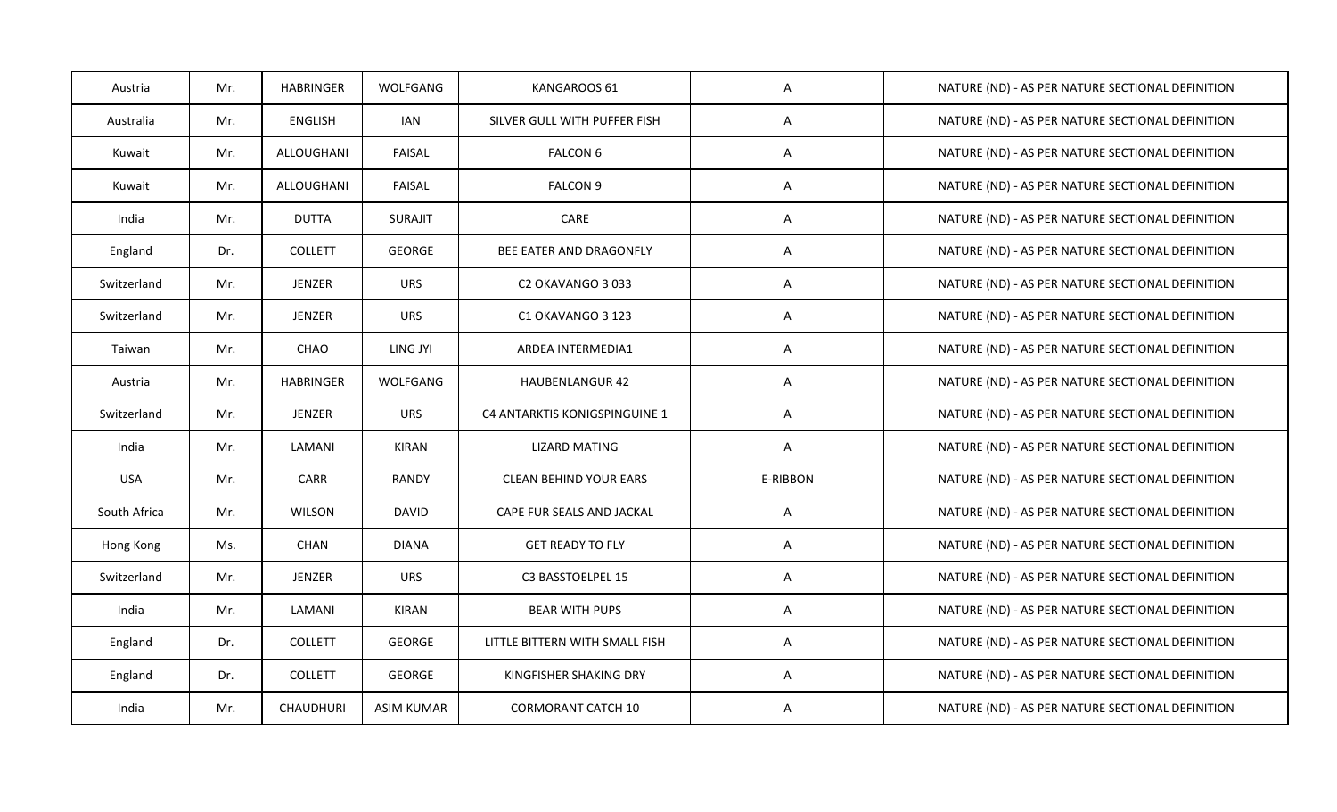| Austria | Mr. | HABRINGER | WOLFGANG | KANGAROOS 61 | A | NATURE (ND) - AS PER NATURE SECTIONAL DEFINITION |
|---|---|---|---|---|---|---|
| Australia | Mr. | ENGLISH | IAN | SILVER GULL WITH PUFFER FISH | A | NATURE (ND) - AS PER NATURE SECTIONAL DEFINITION |
| Kuwait | Mr. | ALLOUGHANI | FAISAL | FALCON 6 | A | NATURE (ND) - AS PER NATURE SECTIONAL DEFINITION |
| Kuwait | Mr. | ALLOUGHANI | FAISAL | FALCON 9 | A | NATURE (ND) - AS PER NATURE SECTIONAL DEFINITION |
| India | Mr. | DUTTA | SURAJIT | CARE | A | NATURE (ND) - AS PER NATURE SECTIONAL DEFINITION |
| England | Dr. | COLLETT | GEORGE | BEE EATER AND DRAGONFLY | A | NATURE (ND) - AS PER NATURE SECTIONAL DEFINITION |
| Switzerland | Mr. | JENZER | URS | C2 OKAVANGO 3 033 | A | NATURE (ND) - AS PER NATURE SECTIONAL DEFINITION |
| Switzerland | Mr. | JENZER | URS | C1 OKAVANGO 3 123 | A | NATURE (ND) - AS PER NATURE SECTIONAL DEFINITION |
| Taiwan | Mr. | CHAO | LING JYI | ARDEA INTERMEDIA1 | A | NATURE (ND) - AS PER NATURE SECTIONAL DEFINITION |
| Austria | Mr. | HABRINGER | WOLFGANG | HAUBENLANGUR 42 | A | NATURE (ND) - AS PER NATURE SECTIONAL DEFINITION |
| Switzerland | Mr. | JENZER | URS | C4 ANTARKTIS KONIGSPINGUINE 1 | A | NATURE (ND) - AS PER NATURE SECTIONAL DEFINITION |
| India | Mr. | LAMANI | KIRAN | LIZARD MATING | A | NATURE (ND) - AS PER NATURE SECTIONAL DEFINITION |
| USA | Mr. | CARR | RANDY | CLEAN BEHIND YOUR EARS | E-RIBBON | NATURE (ND) - AS PER NATURE SECTIONAL DEFINITION |
| South Africa | Mr. | WILSON | DAVID | CAPE FUR SEALS AND JACKAL | A | NATURE (ND) - AS PER NATURE SECTIONAL DEFINITION |
| Hong Kong | Ms. | CHAN | DIANA | GET READY TO FLY | A | NATURE (ND) - AS PER NATURE SECTIONAL DEFINITION |
| Switzerland | Mr. | JENZER | URS | C3 BASSTOELPEL 15 | A | NATURE (ND) - AS PER NATURE SECTIONAL DEFINITION |
| India | Mr. | LAMANI | KIRAN | BEAR WITH PUPS | A | NATURE (ND) - AS PER NATURE SECTIONAL DEFINITION |
| England | Dr. | COLLETT | GEORGE | LITTLE BITTERN WITH SMALL FISH | A | NATURE (ND) - AS PER NATURE SECTIONAL DEFINITION |
| England | Dr. | COLLETT | GEORGE | KINGFISHER SHAKING DRY | A | NATURE (ND) - AS PER NATURE SECTIONAL DEFINITION |
| India | Mr. | CHAUDHURI | ASIM KUMAR | CORMORANT CATCH 10 | A | NATURE (ND) - AS PER NATURE SECTIONAL DEFINITION |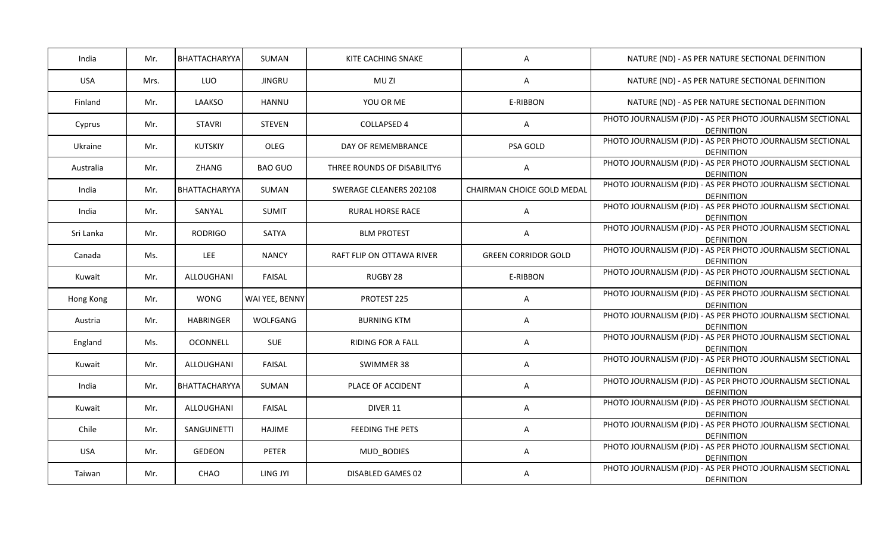| | | | | | | |
|---|---|---|---|---|---|---|
| India | Mr. | BHATTACHARYYA | SUMAN | KITE CACHING SNAKE | A | NATURE (ND) - AS PER NATURE SECTIONAL DEFINITION |
| USA | Mrs. | LUO | JINGRU | MU ZI | A | NATURE (ND) - AS PER NATURE SECTIONAL DEFINITION |
| Finland | Mr. | LAAKSO | HANNU | YOU OR ME | E-RIBBON | NATURE (ND) - AS PER NATURE SECTIONAL DEFINITION |
| Cyprus | Mr. | STAVRI | STEVEN | COLLAPSED 4 | A | PHOTO JOURNALISM (PJD) - AS PER PHOTO JOURNALISM SECTIONAL DEFINITION |
| Ukraine | Mr. | KUTSKIY | OLEG | DAY OF REMEMBRANCE | PSA GOLD | PHOTO JOURNALISM (PJD) - AS PER PHOTO JOURNALISM SECTIONAL DEFINITION |
| Australia | Mr. | ZHANG | BAO GUO | THREE ROUNDS OF DISABILITY6 | A | PHOTO JOURNALISM (PJD) - AS PER PHOTO JOURNALISM SECTIONAL DEFINITION |
| India | Mr. | BHATTACHARYYA | SUMAN | SWERAGE CLEANERS 202108 | CHAIRMAN CHOICE GOLD MEDAL | PHOTO JOURNALISM (PJD) - AS PER PHOTO JOURNALISM SECTIONAL DEFINITION |
| India | Mr. | SANYAL | SUMIT | RURAL HORSE RACE | A | PHOTO JOURNALISM (PJD) - AS PER PHOTO JOURNALISM SECTIONAL DEFINITION |
| Sri Lanka | Mr. | RODRIGO | SATYA | BLM PROTEST | A | PHOTO JOURNALISM (PJD) - AS PER PHOTO JOURNALISM SECTIONAL DEFINITION |
| Canada | Ms. | LEE | NANCY | RAFT FLIP ON OTTAWA RIVER | GREEN CORRIDOR GOLD | PHOTO JOURNALISM (PJD) - AS PER PHOTO JOURNALISM SECTIONAL DEFINITION |
| Kuwait | Mr. | ALLOUGHANI | FAISAL | RUGBY 28 | E-RIBBON | PHOTO JOURNALISM (PJD) - AS PER PHOTO JOURNALISM SECTIONAL DEFINITION |
| Hong Kong | Mr. | WONG | WAI YEE, BENNY | PROTEST 225 | A | PHOTO JOURNALISM (PJD) - AS PER PHOTO JOURNALISM SECTIONAL DEFINITION |
| Austria | Mr. | HABRINGER | WOLFGANG | BURNING KTM | A | PHOTO JOURNALISM (PJD) - AS PER PHOTO JOURNALISM SECTIONAL DEFINITION |
| England | Ms. | OCONNELL | SUE | RIDING FOR A FALL | A | PHOTO JOURNALISM (PJD) - AS PER PHOTO JOURNALISM SECTIONAL DEFINITION |
| Kuwait | Mr. | ALLOUGHANI | FAISAL | SWIMMER 38 | A | PHOTO JOURNALISM (PJD) - AS PER PHOTO JOURNALISM SECTIONAL DEFINITION |
| India | Mr. | BHATTACHARYYA | SUMAN | PLACE OF ACCIDENT | A | PHOTO JOURNALISM (PJD) - AS PER PHOTO JOURNALISM SECTIONAL DEFINITION |
| Kuwait | Mr. | ALLOUGHANI | FAISAL | DIVER 11 | A | PHOTO JOURNALISM (PJD) - AS PER PHOTO JOURNALISM SECTIONAL DEFINITION |
| Chile | Mr. | SANGUINETTI | HAJIME | FEEDING THE PETS | A | PHOTO JOURNALISM (PJD) - AS PER PHOTO JOURNALISM SECTIONAL DEFINITION |
| USA | Mr. | GEDEON | PETER | MUD_BODIES | A | PHOTO JOURNALISM (PJD) - AS PER PHOTO JOURNALISM SECTIONAL DEFINITION |
| Taiwan | Mr. | CHAO | LING JYI | DISABLED GAMES 02 | A | PHOTO JOURNALISM (PJD) - AS PER PHOTO JOURNALISM SECTIONAL DEFINITION |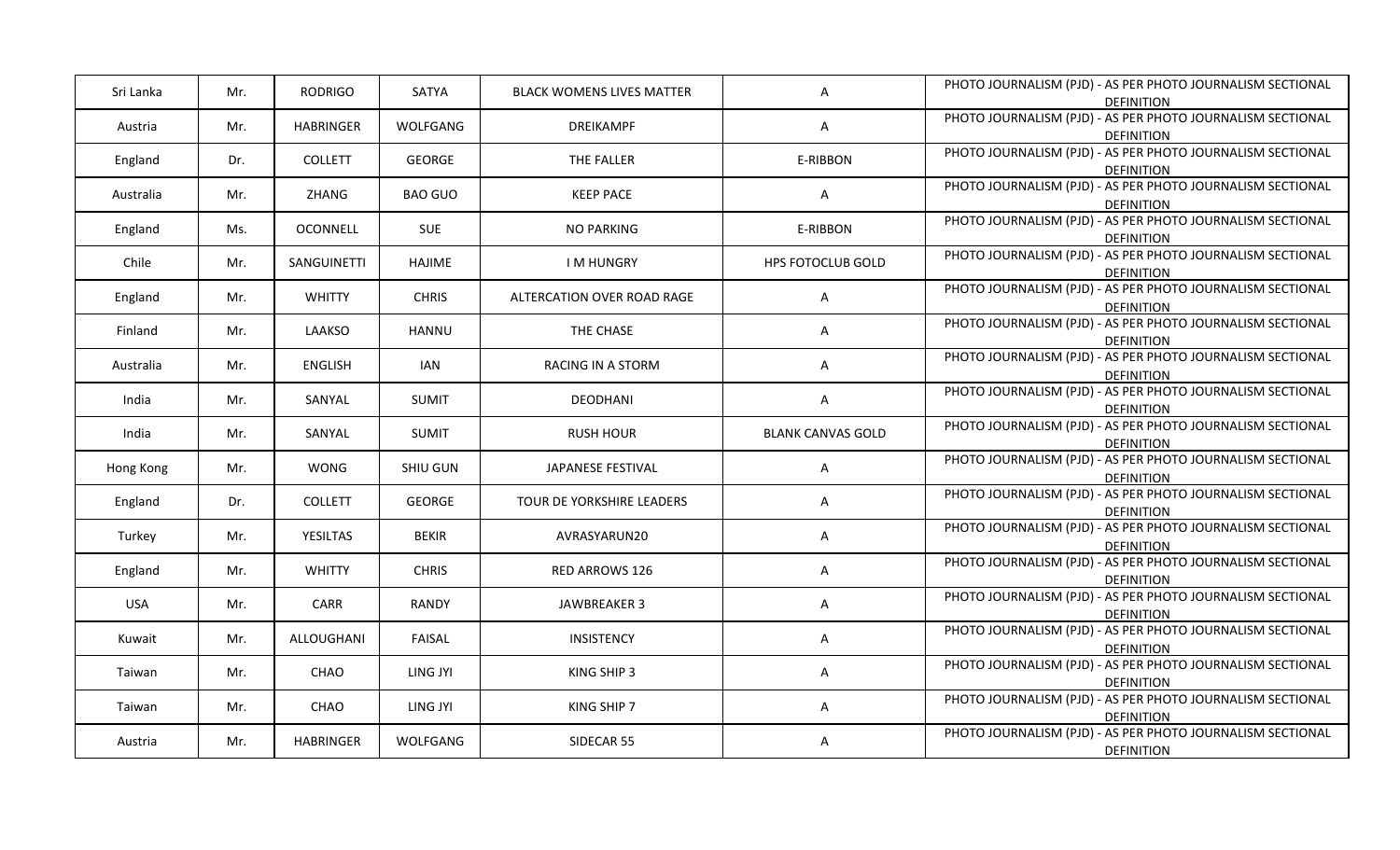| Sri Lanka | Mr. | RODRIGO | SATYA | BLACK WOMENS LIVES MATTER | A | PHOTO JOURNALISM (PJD) - AS PER PHOTO JOURNALISM SECTIONAL DEFINITION |
|---|---|---|---|---|---|---|
| Austria | Mr. | HABRINGER | WOLFGANG | DREIKAMPF | A | PHOTO JOURNALISM (PJD) - AS PER PHOTO JOURNALISM SECTIONAL DEFINITION |
| England | Dr. | COLLETT | GEORGE | THE FALLER | E-RIBBON | PHOTO JOURNALISM (PJD) - AS PER PHOTO JOURNALISM SECTIONAL DEFINITION |
| Australia | Mr. | ZHANG | BAO GUO | KEEP PACE | A | PHOTO JOURNALISM (PJD) - AS PER PHOTO JOURNALISM SECTIONAL DEFINITION |
| England | Ms. | OCONNELL | SUE | NO PARKING | E-RIBBON | PHOTO JOURNALISM (PJD) - AS PER PHOTO JOURNALISM SECTIONAL DEFINITION |
| Chile | Mr. | SANGUINETTI | HAJIME | I M HUNGRY | HPS FOTOCLUB GOLD | PHOTO JOURNALISM (PJD) - AS PER PHOTO JOURNALISM SECTIONAL DEFINITION |
| England | Mr. | WHITTY | CHRIS | ALTERCATION OVER ROAD RAGE | A | PHOTO JOURNALISM (PJD) - AS PER PHOTO JOURNALISM SECTIONAL DEFINITION |
| Finland | Mr. | LAAKSO | HANNU | THE CHASE | A | PHOTO JOURNALISM (PJD) - AS PER PHOTO JOURNALISM SECTIONAL DEFINITION |
| Australia | Mr. | ENGLISH | IAN | RACING IN A STORM | A | PHOTO JOURNALISM (PJD) - AS PER PHOTO JOURNALISM SECTIONAL DEFINITION |
| India | Mr. | SANYAL | SUMIT | DEODHANI | A | PHOTO JOURNALISM (PJD) - AS PER PHOTO JOURNALISM SECTIONAL DEFINITION |
| India | Mr. | SANYAL | SUMIT | RUSH HOUR | BLANK CANVAS GOLD | PHOTO JOURNALISM (PJD) - AS PER PHOTO JOURNALISM SECTIONAL DEFINITION |
| Hong Kong | Mr. | WONG | SHIU GUN | JAPANESE FESTIVAL | A | PHOTO JOURNALISM (PJD) - AS PER PHOTO JOURNALISM SECTIONAL DEFINITION |
| England | Dr. | COLLETT | GEORGE | TOUR DE YORKSHIRE LEADERS | A | PHOTO JOURNALISM (PJD) - AS PER PHOTO JOURNALISM SECTIONAL DEFINITION |
| Turkey | Mr. | YESILTAS | BEKIR | AVRASYARUN20 | A | PHOTO JOURNALISM (PJD) - AS PER PHOTO JOURNALISM SECTIONAL DEFINITION |
| England | Mr. | WHITTY | CHRIS | RED ARROWS 126 | A | PHOTO JOURNALISM (PJD) - AS PER PHOTO JOURNALISM SECTIONAL DEFINITION |
| USA | Mr. | CARR | RANDY | JAWBREAKER 3 | A | PHOTO JOURNALISM (PJD) - AS PER PHOTO JOURNALISM SECTIONAL DEFINITION |
| Kuwait | Mr. | ALLOUGHANI | FAISAL | INSISTENCY | A | PHOTO JOURNALISM (PJD) - AS PER PHOTO JOURNALISM SECTIONAL DEFINITION |
| Taiwan | Mr. | CHAO | LING JYI | KING SHIP 3 | A | PHOTO JOURNALISM (PJD) - AS PER PHOTO JOURNALISM SECTIONAL DEFINITION |
| Taiwan | Mr. | CHAO | LING JYI | KING SHIP 7 | A | PHOTO JOURNALISM (PJD) - AS PER PHOTO JOURNALISM SECTIONAL DEFINITION |
| Austria | Mr. | HABRINGER | WOLFGANG | SIDECAR 55 | A | PHOTO JOURNALISM (PJD) - AS PER PHOTO JOURNALISM SECTIONAL DEFINITION |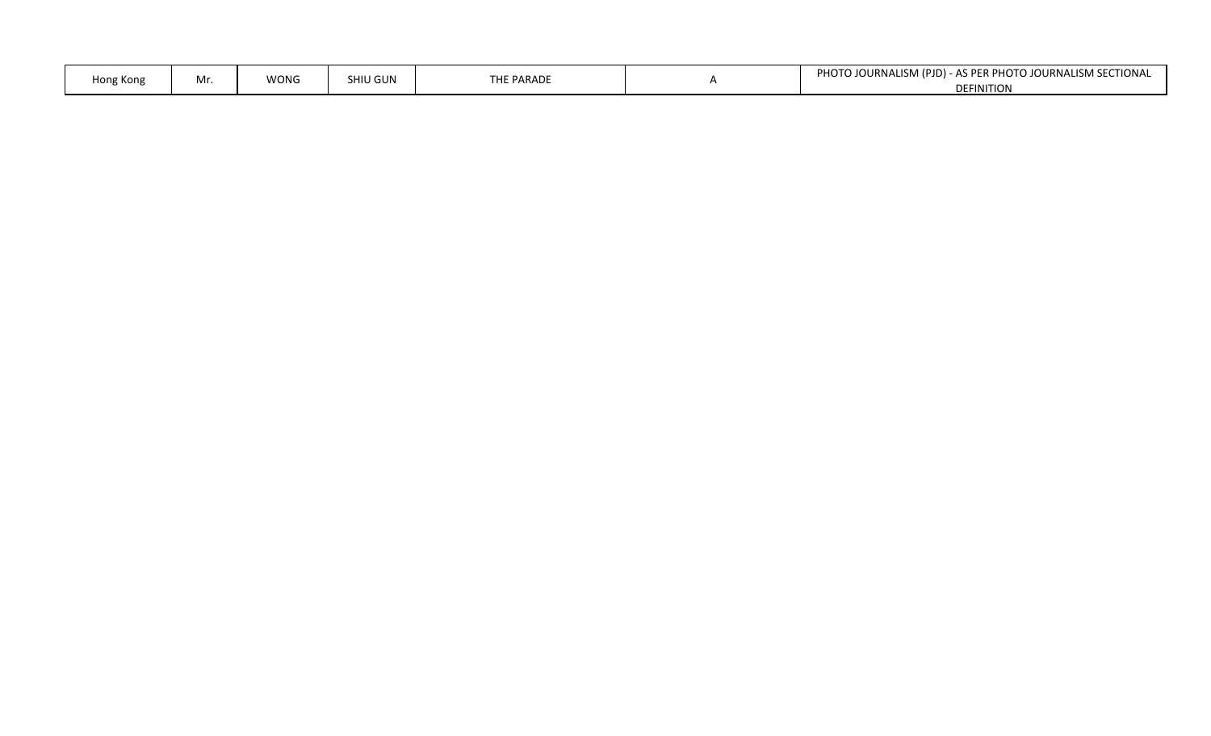| | | | | | | |
|---|---|---|---|---|---|---|
| Hong Kong | Mr. | WONG | SHIU GUN | THE PARADE | A | PHOTO JOURNALISM (PJD) - AS PER PHOTO JOURNALISM SECTIONAL DEFINITION |